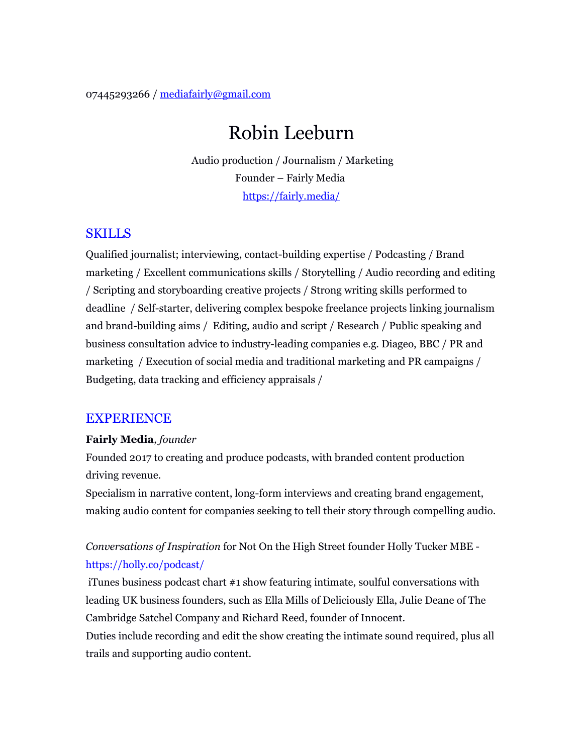07445293266 / mediafairly@gmail.com

# Robin Leeburn

Audio production / Journalism / Marketing
Founder – Fairly Media
https://fairly.media/

## SKILLS

Qualified journalist; interviewing, contact-building expertise / Podcasting / Brand marketing / Excellent communications skills / Storytelling / Audio recording and editing / Scripting and storyboarding creative projects / Strong writing skills performed to deadline / Self-starter, delivering complex bespoke freelance projects linking journalism and brand-building aims / Editing, audio and script / Research / Public speaking and business consultation advice to industry-leading companies e.g. Diageo, BBC / PR and marketing / Execution of social media and traditional marketing and PR campaigns / Budgeting, data tracking and efficiency appraisals /

## EXPERIENCE

**Fairly Media**, *founder*

Founded 2017 to creating and produce podcasts, with branded content production driving revenue.

Specialism in narrative content, long-form interviews and creating brand engagement, making audio content for companies seeking to tell their story through compelling audio.

*Conversations of Inspiration* for Not On the High Street founder Holly Tucker MBE - https://holly.co/podcast/

iTunes business podcast chart #1 show featuring intimate, soulful conversations with leading UK business founders, such as Ella Mills of Deliciously Ella, Julie Deane of The Cambridge Satchel Company and Richard Reed, founder of Innocent.

Duties include recording and edit the show creating the intimate sound required, plus all trails and supporting audio content.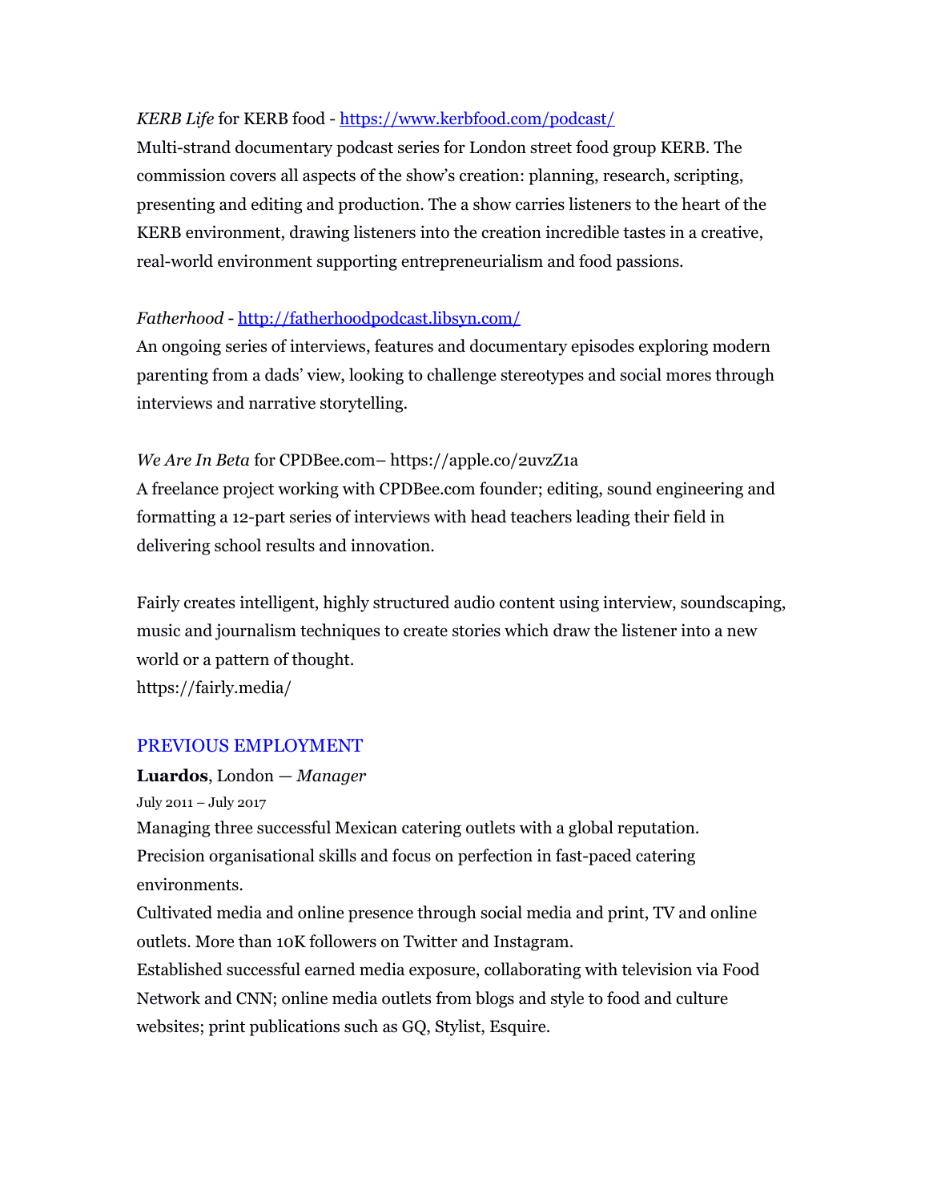*KERB Life* for KERB food - https://www.kerbfood.com/podcast/

Multi-strand documentary podcast series for London street food group KERB. The commission covers all aspects of the show's creation: planning, research, scripting, presenting and editing and production. The a show carries listeners to the heart of the KERB environment, drawing listeners into the creation incredible tastes in a creative, real-world environment supporting entrepreneurialism and food passions.

*Fatherhood* - http://fatherhoodpodcast.libsyn.com/

An ongoing series of interviews, features and documentary episodes exploring modern parenting from a dads' view, looking to challenge stereotypes and social mores through interviews and narrative storytelling.

*We Are In Beta* for CPDBee.com– https://apple.co/2uvzZ1a

A freelance project working with CPDBee.com founder; editing, sound engineering and formatting a 12-part series of interviews with head teachers leading their field in delivering school results and innovation.

Fairly creates intelligent, highly structured audio content using interview, soundscaping, music and journalism techniques to create stories which draw the listener into a new world or a pattern of thought.

https://fairly.media/

## PREVIOUS EMPLOYMENT

**Luardos**, London — *Manager*

July 2011 – July 2017

Managing three successful Mexican catering outlets with a global reputation.

Precision organisational skills and focus on perfection in fast-paced catering environments.

Cultivated media and online presence through social media and print, TV and online outlets. More than 10K followers on Twitter and Instagram.

Established successful earned media exposure, collaborating with television via Food Network and CNN; online media outlets from blogs and style to food and culture websites; print publications such as GQ, Stylist, Esquire.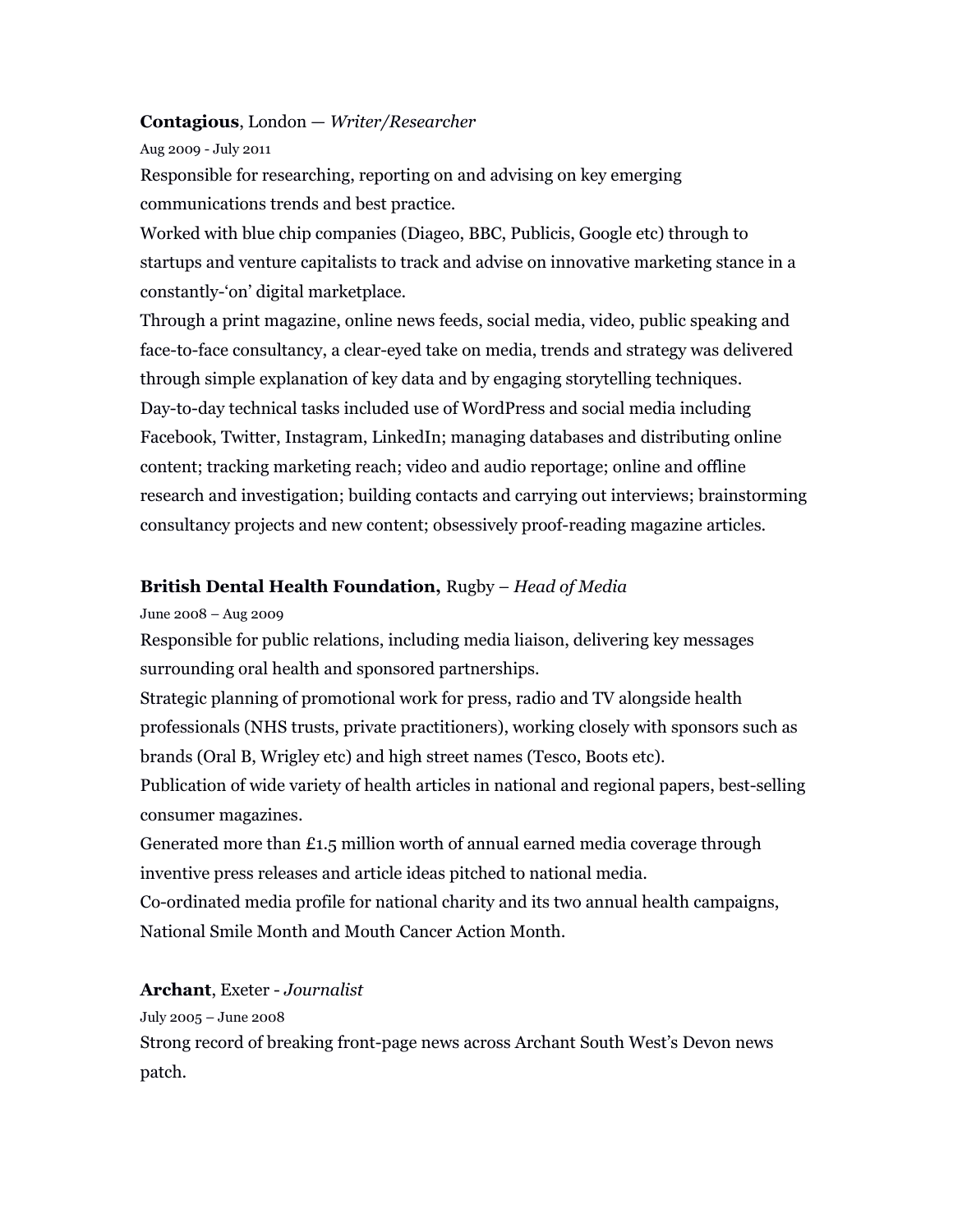**Contagious**, London — *Writer/Researcher*

Aug 2009 - July 2011

Responsible for researching, reporting on and advising on key emerging communications trends and best practice.

Worked with blue chip companies (Diageo, BBC, Publicis, Google etc) through to startups and venture capitalists to track and advise on innovative marketing stance in a constantly-'on' digital marketplace.

Through a print magazine, online news feeds, social media, video, public speaking and face-to-face consultancy, a clear-eyed take on media, trends and strategy was delivered through simple explanation of key data and by engaging storytelling techniques.

Day-to-day technical tasks included use of WordPress and social media including Facebook, Twitter, Instagram, LinkedIn; managing databases and distributing online content; tracking marketing reach; video and audio reportage; online and offline research and investigation; building contacts and carrying out interviews; brainstorming consultancy projects and new content; obsessively proof-reading magazine articles.

**British Dental Health Foundation,** Rugby – *Head of Media*

June 2008 – Aug 2009

Responsible for public relations, including media liaison, delivering key messages surrounding oral health and sponsored partnerships.

Strategic planning of promotional work for press, radio and TV alongside health professionals (NHS trusts, private practitioners), working closely with sponsors such as brands (Oral B, Wrigley etc) and high street names (Tesco, Boots etc).

Publication of wide variety of health articles in national and regional papers, best-selling consumer magazines.

Generated more than £1.5 million worth of annual earned media coverage through inventive press releases and article ideas pitched to national media.

Co-ordinated media profile for national charity and its two annual health campaigns, National Smile Month and Mouth Cancer Action Month.

**Archant**, Exeter - *Journalist*

July 2005 – June 2008

Strong record of breaking front-page news across Archant South West's Devon news patch.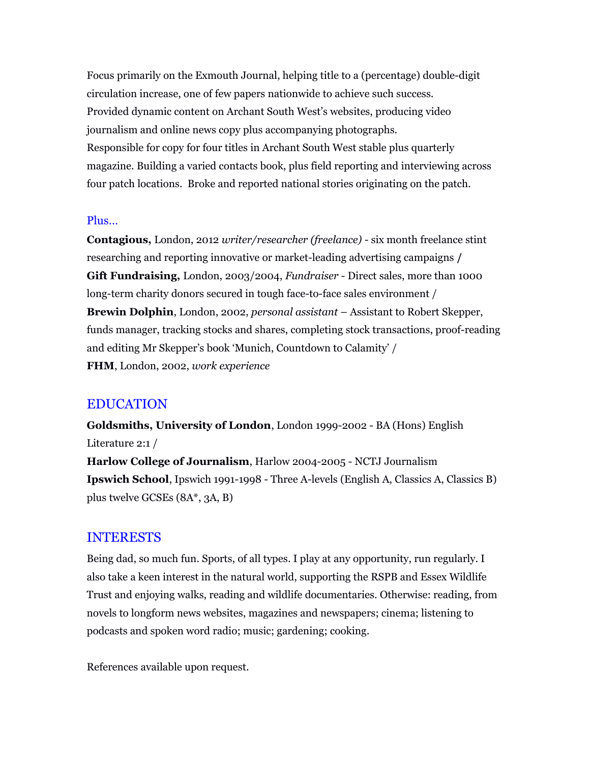Focus primarily on the Exmouth Journal, helping title to a (percentage) double-digit circulation increase, one of few papers nationwide to achieve such success.
Provided dynamic content on Archant South West's websites, producing video journalism and online news copy plus accompanying photographs.
Responsible for copy for four titles in Archant South West stable plus quarterly magazine. Building a varied contacts book, plus field reporting and interviewing across four patch locations. Broke and reported national stories originating on the patch.

## Plus…

**Contagious,** London, 2012 *writer/researcher (freelance)* - six month freelance stint researching and reporting innovative or market-leading advertising campaigns **/**
**Gift Fundraising,** London, 2003/2004, *Fundraiser* - Direct sales, more than 1000 long-term charity donors secured in tough face-to-face sales environment /
**Brewin Dolphin**, London, 2002, *personal assistant* – Assistant to Robert Skepper, funds manager, tracking stocks and shares, completing stock transactions, proof-reading and editing Mr Skepper's book 'Munich, Countdown to Calamity' /
**FHM**, London, 2002, *work experience*

## EDUCATION

**Goldsmiths, University of London**, London 1999-2002 - BA (Hons) English Literature 2:1 /
**Harlow College of Journalism**, Harlow 2004-2005 - NCTJ Journalism
**Ipswich School**, Ipswich 1991-1998 - Three A-levels (English A, Classics A, Classics B) plus twelve GCSEs (8A*, 3A, B)

## INTERESTS

Being dad, so much fun. Sports, of all types. I play at any opportunity, run regularly. I also take a keen interest in the natural world, supporting the RSPB and Essex Wildlife Trust and enjoying walks, reading and wildlife documentaries. Otherwise: reading, from novels to longform news websites, magazines and newspapers; cinema; listening to podcasts and spoken word radio; music; gardening; cooking.

References available upon request.